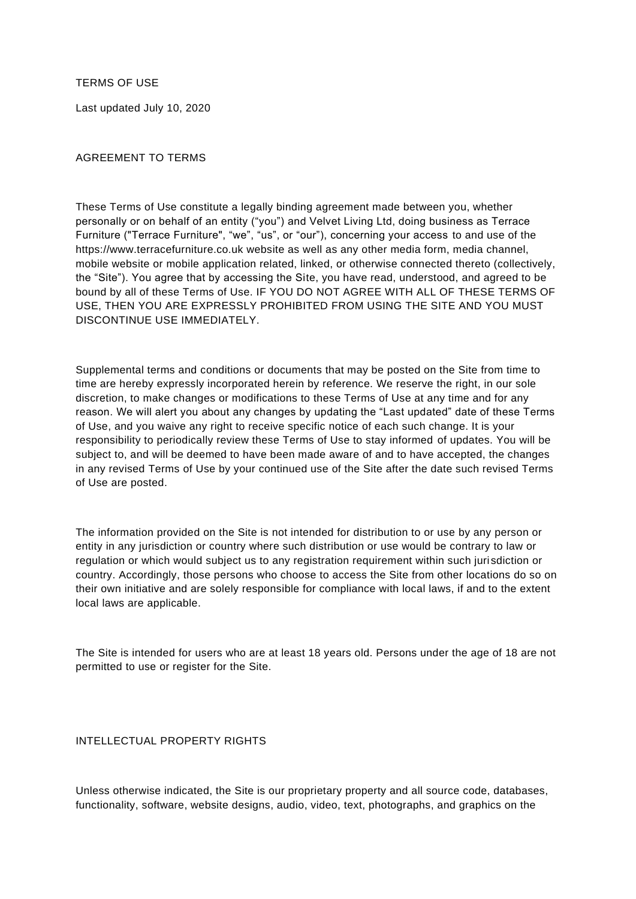# TERMS OF USE

Last updated July 10, 2020

## AGREEMENT TO TERMS

These Terms of Use constitute a legally binding agreement made between you, whether personally or on behalf of an entity ("you") and Velvet Living Ltd, doing business as Terrace Furniture ("Terrace Furniture", "we", "us", or "our"), concerning your access to and use of the https://www.terracefurniture.co.uk website as well as any other media form, media channel, mobile website or mobile application related, linked, or otherwise connected thereto (collectively, the "Site"). You agree that by accessing the Site, you have read, understood, and agreed to be bound by all of these Terms of Use. IF YOU DO NOT AGREE WITH ALL OF THESE TERMS OF USE, THEN YOU ARE EXPRESSLY PROHIBITED FROM USING THE SITE AND YOU MUST DISCONTINUE USE IMMEDIATELY.

Supplemental terms and conditions or documents that may be posted on the Site from time to time are hereby expressly incorporated herein by reference. We reserve the right, in our sole discretion, to make changes or modifications to these Terms of Use at any time and for any reason. We will alert you about any changes by updating the "Last updated" date of these Terms of Use, and you waive any right to receive specific notice of each such change. It is your responsibility to periodically review these Terms of Use to stay informed of updates. You will be subject to, and will be deemed to have been made aware of and to have accepted, the changes in any revised Terms of Use by your continued use of the Site after the date such revised Terms of Use are posted.

The information provided on the Site is not intended for distribution to or use by any person or entity in any jurisdiction or country where such distribution or use would be contrary to law or regulation or which would subject us to any registration requirement within such jurisdiction or country. Accordingly, those persons who choose to access the Site from other locations do so on their own initiative and are solely responsible for compliance with local laws, if and to the extent local laws are applicable.

The Site is intended for users who are at least 18 years old. Persons under the age of 18 are not permitted to use or register for the Site.

## INTELLECTUAL PROPERTY RIGHTS

Unless otherwise indicated, the Site is our proprietary property and all source code, databases, functionality, software, website designs, audio, video, text, photographs, and graphics on the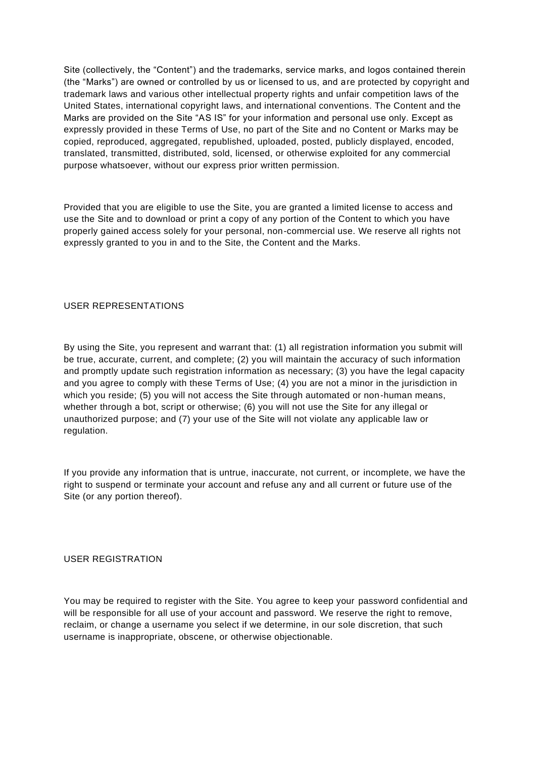Site (collectively, the “Content”) and the trademarks, service marks, and logos contained therein (the “Marks”) are owned or controlled by us or licensed to us, and are protected by copyright and trademark laws and various other intellectual property rights and unfair competition laws of the United States, international copyright laws, and international conventions. The Content and the Marks are provided on the Site “AS IS” for your information and personal use only. Except as expressly provided in these Terms of Use, no part of the Site and no Content or Marks may be copied, reproduced, aggregated, republished, uploaded, posted, publicly displayed, encoded, translated, transmitted, distributed, sold, licensed, or otherwise exploited for any commercial purpose whatsoever, without our express prior written permission.

Provided that you are eligible to use the Site, you are granted a limited license to access and use the Site and to download or print a copy of any portion of the Content to which you have properly gained access solely for your personal, non-commercial use. We reserve all rights not expressly granted to you in and to the Site, the Content and the Marks.

## USER REPRESENTATIONS

By using the Site, you represent and warrant that: (1) all registration information you submit will be true, accurate, current, and complete; (2) you will maintain the accuracy of such information and promptly update such registration information as necessary; (3) you have the legal capacity and you agree to comply with these Terms of Use; (4) you are not a minor in the jurisdiction in which you reside; (5) you will not access the Site through automated or non-human means, whether through a bot, script or otherwise; (6) you will not use the Site for any illegal or unauthorized purpose; and (7) your use of the Site will not violate any applicable law or regulation.

If you provide any information that is untrue, inaccurate, not current, or incomplete, we have the right to suspend or terminate your account and refuse any and all current or future use of the Site (or any portion thereof).

## USER REGISTRATION

You may be required to register with the Site. You agree to keep your password confidential and will be responsible for all use of your account and password. We reserve the right to remove, reclaim, or change a username you select if we determine, in our sole discretion, that such username is inappropriate, obscene, or otherwise objectionable.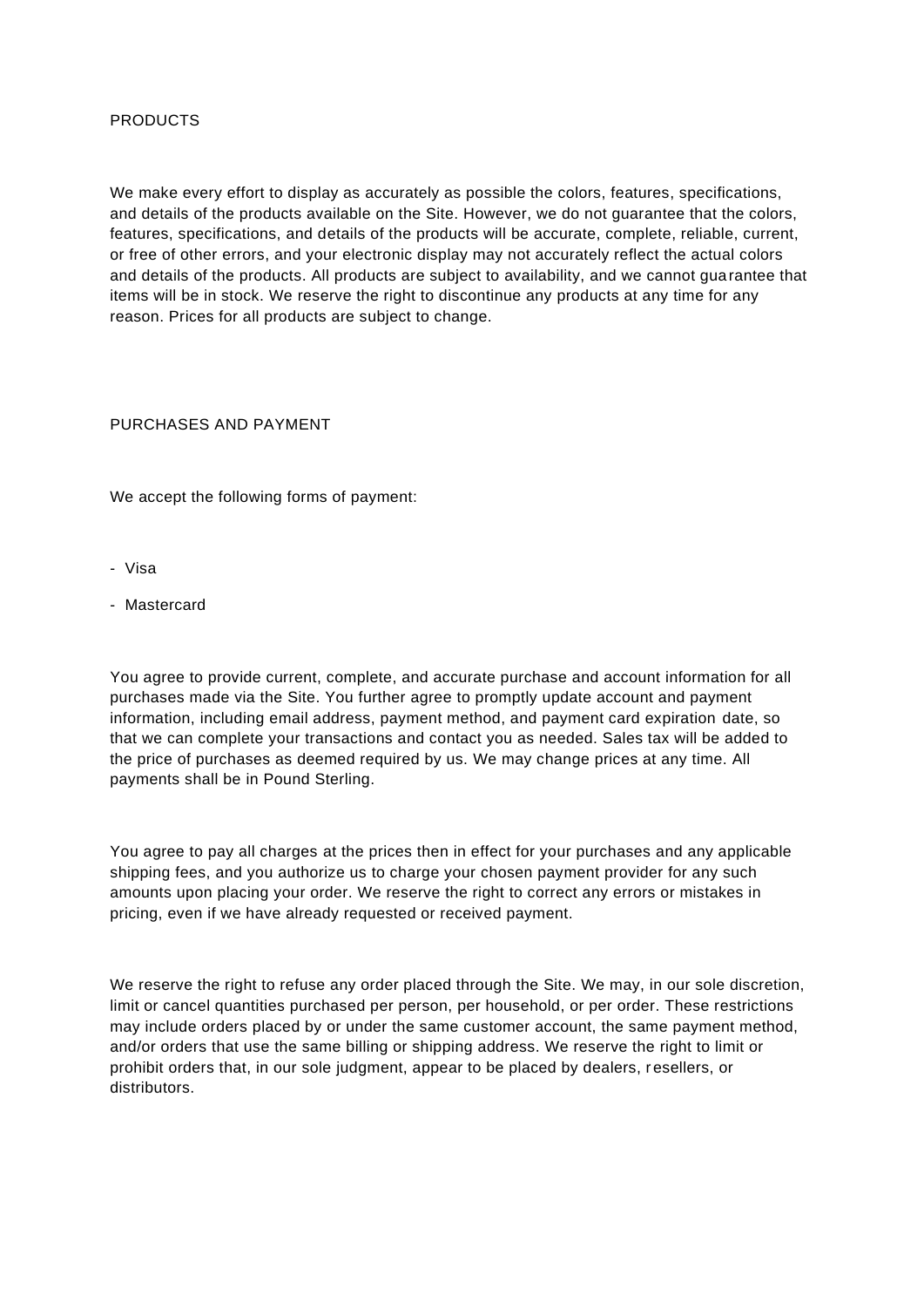## PRODUCTS

We make every effort to display as accurately as possible the colors, features, specifications, and details of the products available on the Site. However, we do not guarantee that the colors, features, specifications, and details of the products will be accurate, complete, reliable, current, or free of other errors, and your electronic display may not accurately reflect the actual colors and details of the products. All products are subject to availability, and we cannot guarantee that items will be in stock. We reserve the right to discontinue any products at any time for any reason. Prices for all products are subject to change.

## PURCHASES AND PAYMENT

We accept the following forms of payment:

- Visa
- Mastercard

You agree to provide current, complete, and accurate purchase and account information for all purchases made via the Site. You further agree to promptly update account and payment information, including email address, payment method, and payment card expiration date, so that we can complete your transactions and contact you as needed. Sales tax will be added to the price of purchases as deemed required by us. We may change prices at any time. All payments shall be in Pound Sterling.

You agree to pay all charges at the prices then in effect for your purchases and any applicable shipping fees, and you authorize us to charge your chosen payment provider for any such amounts upon placing your order. We reserve the right to correct any errors or mistakes in pricing, even if we have already requested or received payment.

We reserve the right to refuse any order placed through the Site. We may, in our sole discretion, limit or cancel quantities purchased per person, per household, or per order. These restrictions may include orders placed by or under the same customer account, the same payment method, and/or orders that use the same billing or shipping address. We reserve the right to limit or prohibit orders that, in our sole judgment, appear to be placed by dealers, resellers, or distributors.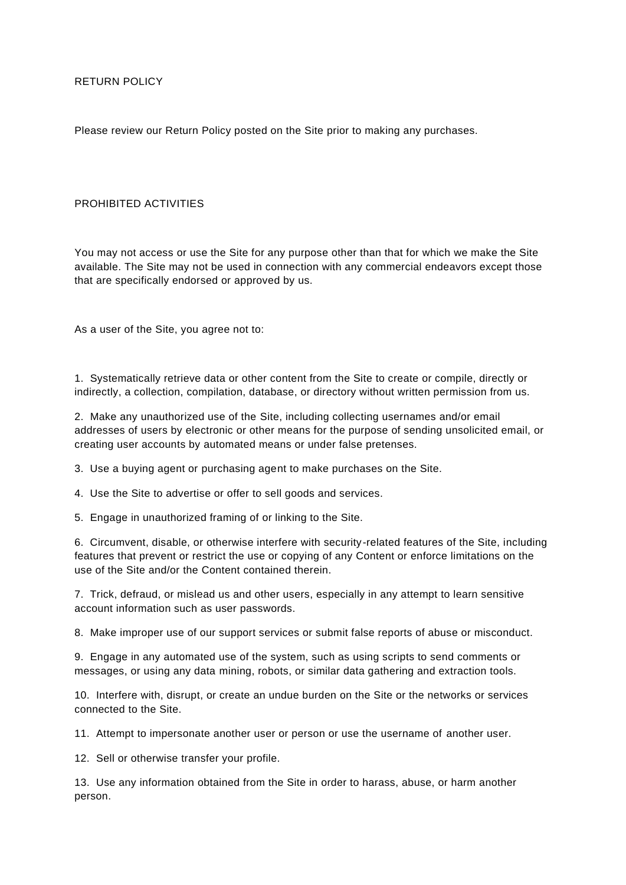## RETURN POLICY

Please review our Return Policy posted on the Site prior to making any purchases.

## PROHIBITED ACTIVITIES

You may not access or use the Site for any purpose other than that for which we make the Site available. The Site may not be used in connection with any commercial endeavors except those that are specifically endorsed or approved by us.

As a user of the Site, you agree not to:

1. Systematically retrieve data or other content from the Site to create or compile, directly or indirectly, a collection, compilation, database, or directory without written permission from us.
2. Make any unauthorized use of the Site, including collecting usernames and/or email addresses of users by electronic or other means for the purpose of sending unsolicited email, or creating user accounts by automated means or under false pretenses.
3. Use a buying agent or purchasing agent to make purchases on the Site.
4. Use the Site to advertise or offer to sell goods and services.
5. Engage in unauthorized framing of or linking to the Site.
6. Circumvent, disable, or otherwise interfere with security-related features of the Site, including features that prevent or restrict the use or copying of any Content or enforce limitations on the use of the Site and/or the Content contained therein.
7. Trick, defraud, or mislead us and other users, especially in any attempt to learn sensitive account information such as user passwords.
8. Make improper use of our support services or submit false reports of abuse or misconduct.
9. Engage in any automated use of the system, such as using scripts to send comments or messages, or using any data mining, robots, or similar data gathering and extraction tools.
10. Interfere with, disrupt, or create an undue burden on the Site or the networks or services connected to the Site.
11. Attempt to impersonate another user or person or use the username of another user.
12. Sell or otherwise transfer your profile.
13. Use any information obtained from the Site in order to harass, abuse, or harm another person.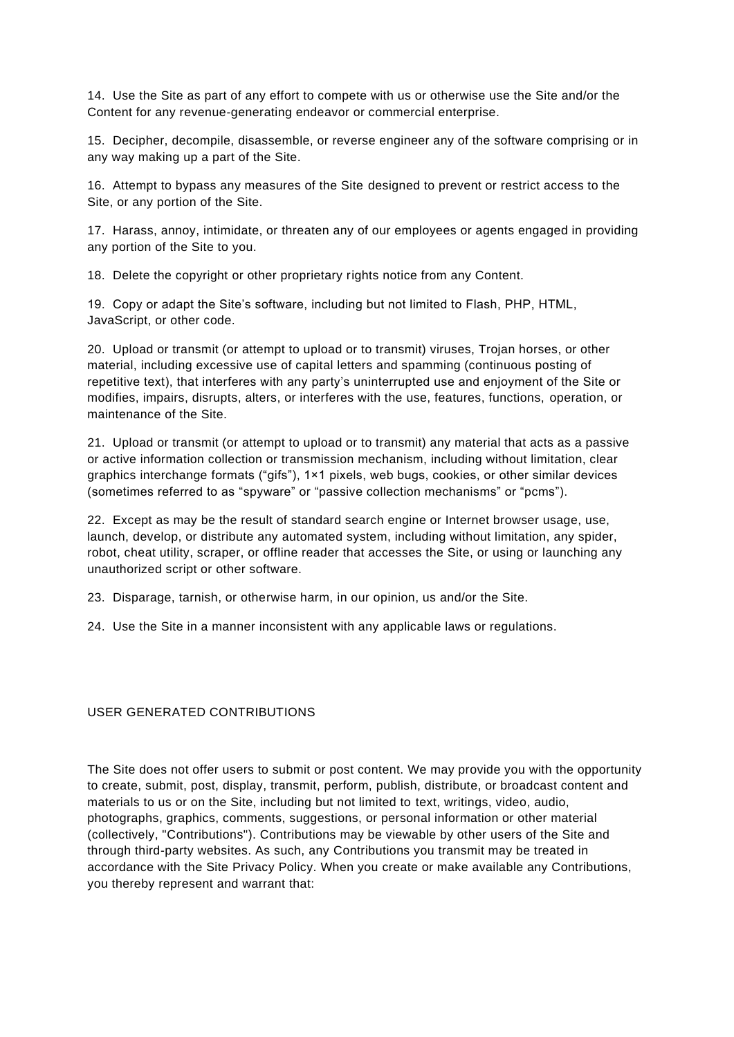14. Use the Site as part of any effort to compete with us or otherwise use the Site and/or the Content for any revenue-generating endeavor or commercial enterprise.

15. Decipher, decompile, disassemble, or reverse engineer any of the software comprising or in any way making up a part of the Site.

16. Attempt to bypass any measures of the Site designed to prevent or restrict access to the Site, or any portion of the Site.

17. Harass, annoy, intimidate, or threaten any of our employees or agents engaged in providing any portion of the Site to you.

18. Delete the copyright or other proprietary rights notice from any Content.

19. Copy or adapt the Site’s software, including but not limited to Flash, PHP, HTML, JavaScript, or other code.

20. Upload or transmit (or attempt to upload or to transmit) viruses, Trojan horses, or other material, including excessive use of capital letters and spamming (continuous posting of repetitive text), that interferes with any party’s uninterrupted use and enjoyment of the Site or modifies, impairs, disrupts, alters, or interferes with the use, features, functions, operation, or maintenance of the Site.

21. Upload or transmit (or attempt to upload or to transmit) any material that acts as a passive or active information collection or transmission mechanism, including without limitation, clear graphics interchange formats (“gifs”), 1×1 pixels, web bugs, cookies, or other similar devices (sometimes referred to as “spyware” or “passive collection mechanisms” or “pcms”).

22. Except as may be the result of standard search engine or Internet browser usage, use, launch, develop, or distribute any automated system, including without limitation, any spider, robot, cheat utility, scraper, or offline reader that accesses the Site, or using or launching any unauthorized script or other software.

23. Disparage, tarnish, or otherwise harm, in our opinion, us and/or the Site.

24. Use the Site in a manner inconsistent with any applicable laws or regulations.

## USER GENERATED CONTRIBUTIONS

The Site does not offer users to submit or post content. We may provide you with the opportunity to create, submit, post, display, transmit, perform, publish, distribute, or broadcast content and materials to us or on the Site, including but not limited to text, writings, video, audio, photographs, graphics, comments, suggestions, or personal information or other material (collectively, "Contributions"). Contributions may be viewable by other users of the Site and through third-party websites. As such, any Contributions you transmit may be treated in accordance with the Site Privacy Policy. When you create or make available any Contributions, you thereby represent and warrant that: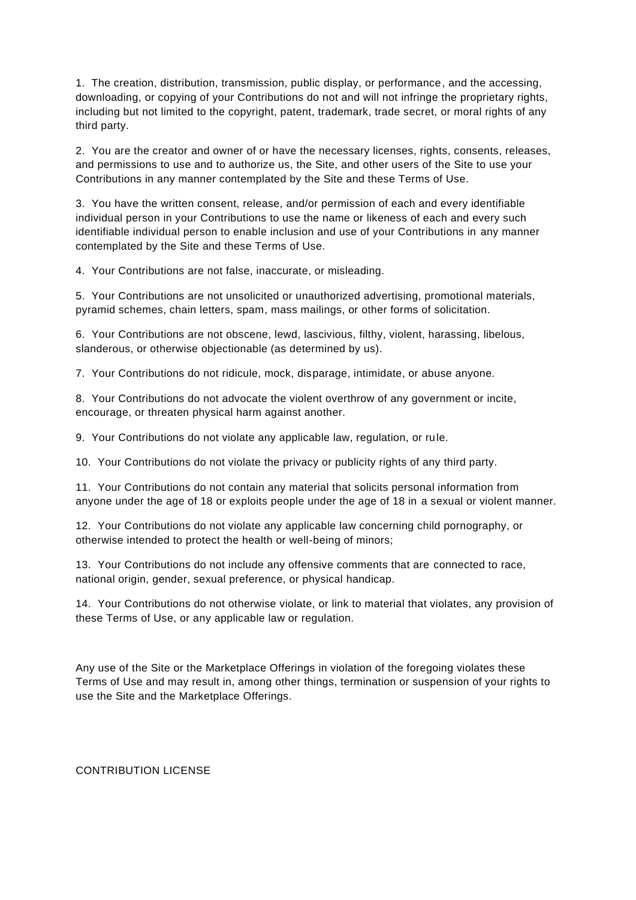1. The creation, distribution, transmission, public display, or performance, and the accessing, downloading, or copying of your Contributions do not and will not infringe the proprietary rights, including but not limited to the copyright, patent, trademark, trade secret, or moral rights of any third party.

2. You are the creator and owner of or have the necessary licenses, rights, consents, releases, and permissions to use and to authorize us, the Site, and other users of the Site to use your Contributions in any manner contemplated by the Site and these Terms of Use.

3. You have the written consent, release, and/or permission of each and every identifiable individual person in your Contributions to use the name or likeness of each and every such identifiable individual person to enable inclusion and use of your Contributions in any manner contemplated by the Site and these Terms of Use.

4. Your Contributions are not false, inaccurate, or misleading.

5. Your Contributions are not unsolicited or unauthorized advertising, promotional materials, pyramid schemes, chain letters, spam, mass mailings, or other forms of solicitation.

6. Your Contributions are not obscene, lewd, lascivious, filthy, violent, harassing, libelous, slanderous, or otherwise objectionable (as determined by us).

7. Your Contributions do not ridicule, mock, disparage, intimidate, or abuse anyone.

8. Your Contributions do not advocate the violent overthrow of any government or incite, encourage, or threaten physical harm against another.

9. Your Contributions do not violate any applicable law, regulation, or rule.

10. Your Contributions do not violate the privacy or publicity rights of any third party.

11. Your Contributions do not contain any material that solicits personal information from anyone under the age of 18 or exploits people under the age of 18 in a sexual or violent manner.

12. Your Contributions do not violate any applicable law concerning child pornography, or otherwise intended to protect the health or well-being of minors;

13. Your Contributions do not include any offensive comments that are connected to race, national origin, gender, sexual preference, or physical handicap.

14. Your Contributions do not otherwise violate, or link to material that violates, any provision of these Terms of Use, or any applicable law or regulation.

Any use of the Site or the Marketplace Offerings in violation of the foregoing violates these Terms of Use and may result in, among other things, termination or suspension of your rights to use the Site and the Marketplace Offerings.

CONTRIBUTION LICENSE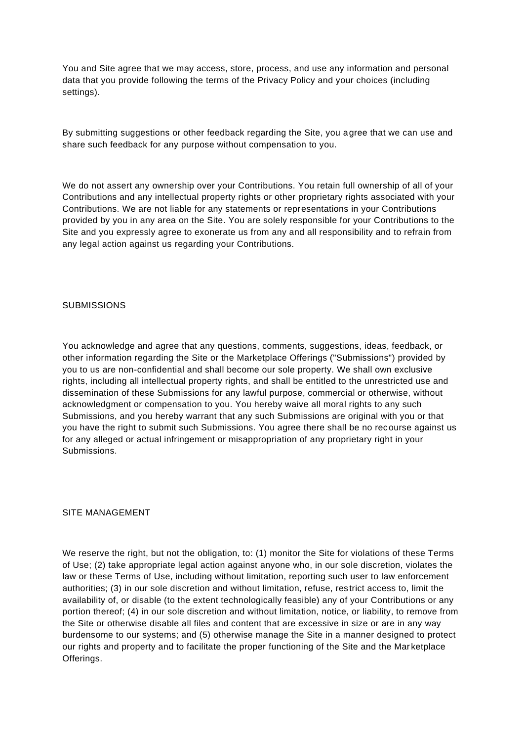You and Site agree that we may access, store, process, and use any information and personal data that you provide following the terms of the Privacy Policy and your choices (including settings).

By submitting suggestions or other feedback regarding the Site, you agree that we can use and share such feedback for any purpose without compensation to you.

We do not assert any ownership over your Contributions. You retain full ownership of all of your Contributions and any intellectual property rights or other proprietary rights associated with your Contributions. We are not liable for any statements or representations in your Contributions provided by you in any area on the Site. You are solely responsible for your Contributions to the Site and you expressly agree to exonerate us from any and all responsibility and to refrain from any legal action against us regarding your Contributions.

## SUBMISSIONS

You acknowledge and agree that any questions, comments, suggestions, ideas, feedback, or other information regarding the Site or the Marketplace Offerings ("Submissions") provided by you to us are non-confidential and shall become our sole property. We shall own exclusive rights, including all intellectual property rights, and shall be entitled to the unrestricted use and dissemination of these Submissions for any lawful purpose, commercial or otherwise, without acknowledgment or compensation to you. You hereby waive all moral rights to any such Submissions, and you hereby warrant that any such Submissions are original with you or that you have the right to submit such Submissions. You agree there shall be no recourse against us for any alleged or actual infringement or misappropriation of any proprietary right in your Submissions.

## SITE MANAGEMENT

We reserve the right, but not the obligation, to: (1) monitor the Site for violations of these Terms of Use; (2) take appropriate legal action against anyone who, in our sole discretion, violates the law or these Terms of Use, including without limitation, reporting such user to law enforcement authorities; (3) in our sole discretion and without limitation, refuse, restrict access to, limit the availability of, or disable (to the extent technologically feasible) any of your Contributions or any portion thereof; (4) in our sole discretion and without limitation, notice, or liability, to remove from the Site or otherwise disable all files and content that are excessive in size or are in any way burdensome to our systems; and (5) otherwise manage the Site in a manner designed to protect our rights and property and to facilitate the proper functioning of the Site and the Marketplace Offerings.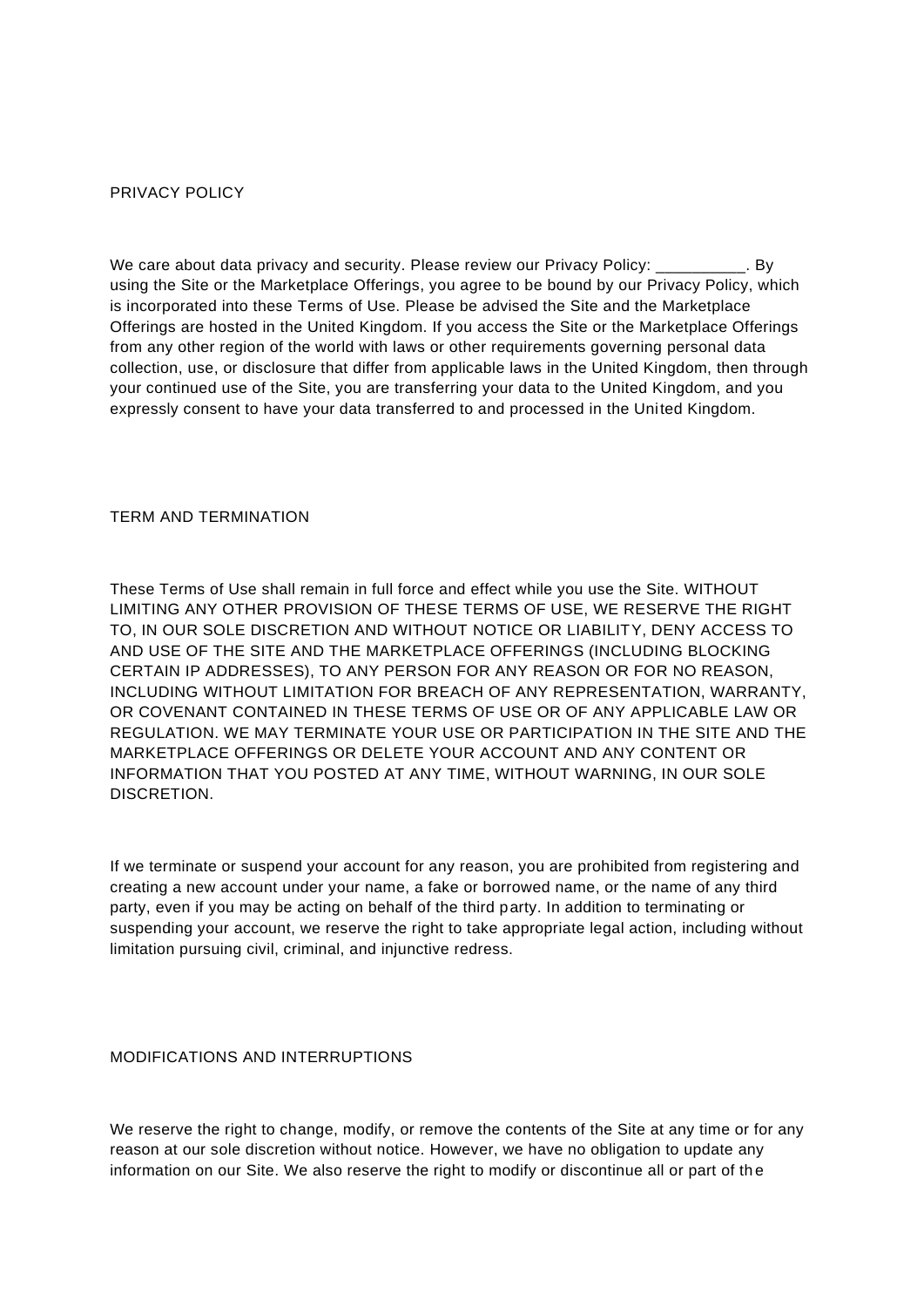## PRIVACY POLICY

We care about data privacy and security. Please review our Privacy Policy: __________. By using the Site or the Marketplace Offerings, you agree to be bound by our Privacy Policy, which is incorporated into these Terms of Use. Please be advised the Site and the Marketplace Offerings are hosted in the United Kingdom. If you access the Site or the Marketplace Offerings from any other region of the world with laws or other requirements governing personal data collection, use, or disclosure that differ from applicable laws in the United Kingdom, then through your continued use of the Site, you are transferring your data to the United Kingdom, and you expressly consent to have your data transferred to and processed in the United Kingdom.

## TERM AND TERMINATION

These Terms of Use shall remain in full force and effect while you use the Site. WITHOUT LIMITING ANY OTHER PROVISION OF THESE TERMS OF USE, WE RESERVE THE RIGHT TO, IN OUR SOLE DISCRETION AND WITHOUT NOTICE OR LIABILITY, DENY ACCESS TO AND USE OF THE SITE AND THE MARKETPLACE OFFERINGS (INCLUDING BLOCKING CERTAIN IP ADDRESSES), TO ANY PERSON FOR ANY REASON OR FOR NO REASON, INCLUDING WITHOUT LIMITATION FOR BREACH OF ANY REPRESENTATION, WARRANTY, OR COVENANT CONTAINED IN THESE TERMS OF USE OR OF ANY APPLICABLE LAW OR REGULATION. WE MAY TERMINATE YOUR USE OR PARTICIPATION IN THE SITE AND THE MARKETPLACE OFFERINGS OR DELETE YOUR ACCOUNT AND ANY CONTENT OR INFORMATION THAT YOU POSTED AT ANY TIME, WITHOUT WARNING, IN OUR SOLE DISCRETION.

If we terminate or suspend your account for any reason, you are prohibited from registering and creating a new account under your name, a fake or borrowed name, or the name of any third party, even if you may be acting on behalf of the third party. In addition to terminating or suspending your account, we reserve the right to take appropriate legal action, including without limitation pursuing civil, criminal, and injunctive redress.

## MODIFICATIONS AND INTERRUPTIONS

We reserve the right to change, modify, or remove the contents of the Site at any time or for any reason at our sole discretion without notice. However, we have no obligation to update any information on our Site. We also reserve the right to modify or discontinue all or part of the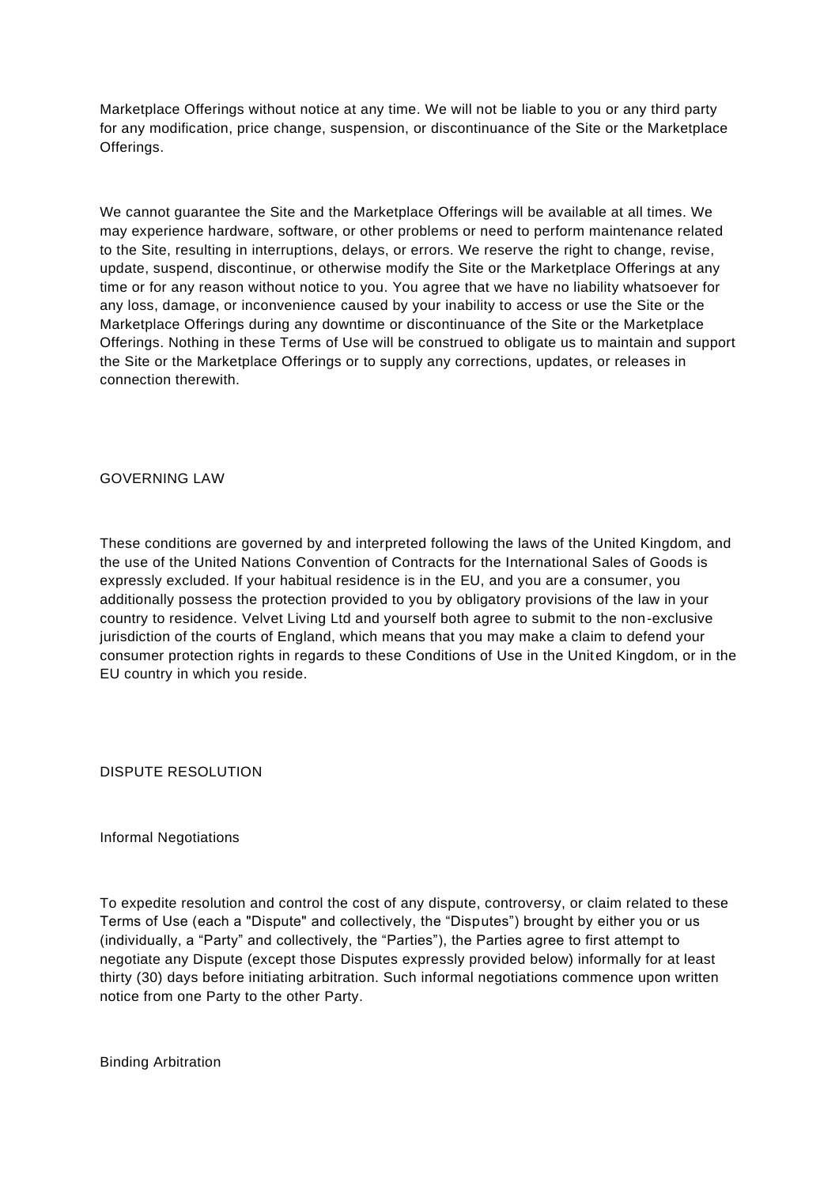Marketplace Offerings without notice at any time. We will not be liable to you or any third party for any modification, price change, suspension, or discontinuance of the Site or the Marketplace Offerings.

We cannot guarantee the Site and the Marketplace Offerings will be available at all times. We may experience hardware, software, or other problems or need to perform maintenance related to the Site, resulting in interruptions, delays, or errors. We reserve the right to change, revise, update, suspend, discontinue, or otherwise modify the Site or the Marketplace Offerings at any time or for any reason without notice to you. You agree that we have no liability whatsoever for any loss, damage, or inconvenience caused by your inability to access or use the Site or the Marketplace Offerings during any downtime or discontinuance of the Site or the Marketplace Offerings. Nothing in these Terms of Use will be construed to obligate us to maintain and support the Site or the Marketplace Offerings or to supply any corrections, updates, or releases in connection therewith.

## GOVERNING LAW

These conditions are governed by and interpreted following the laws of the United Kingdom, and the use of the United Nations Convention of Contracts for the International Sales of Goods is expressly excluded. If your habitual residence is in the EU, and you are a consumer, you additionally possess the protection provided to you by obligatory provisions of the law in your country to residence. Velvet Living Ltd and yourself both agree to submit to the non-exclusive jurisdiction of the courts of England, which means that you may make a claim to defend your consumer protection rights in regards to these Conditions of Use in the United Kingdom, or in the EU country in which you reside.

## DISPUTE RESOLUTION

### Informal Negotiations

To expedite resolution and control the cost of any dispute, controversy, or claim related to these Terms of Use (each a "Dispute" and collectively, the “Disputes”) brought by either you or us (individually, a “Party” and collectively, the “Parties”), the Parties agree to first attempt to negotiate any Dispute (except those Disputes expressly provided below) informally for at least thirty (30) days before initiating arbitration. Such informal negotiations commence upon written notice from one Party to the other Party.

### Binding Arbitration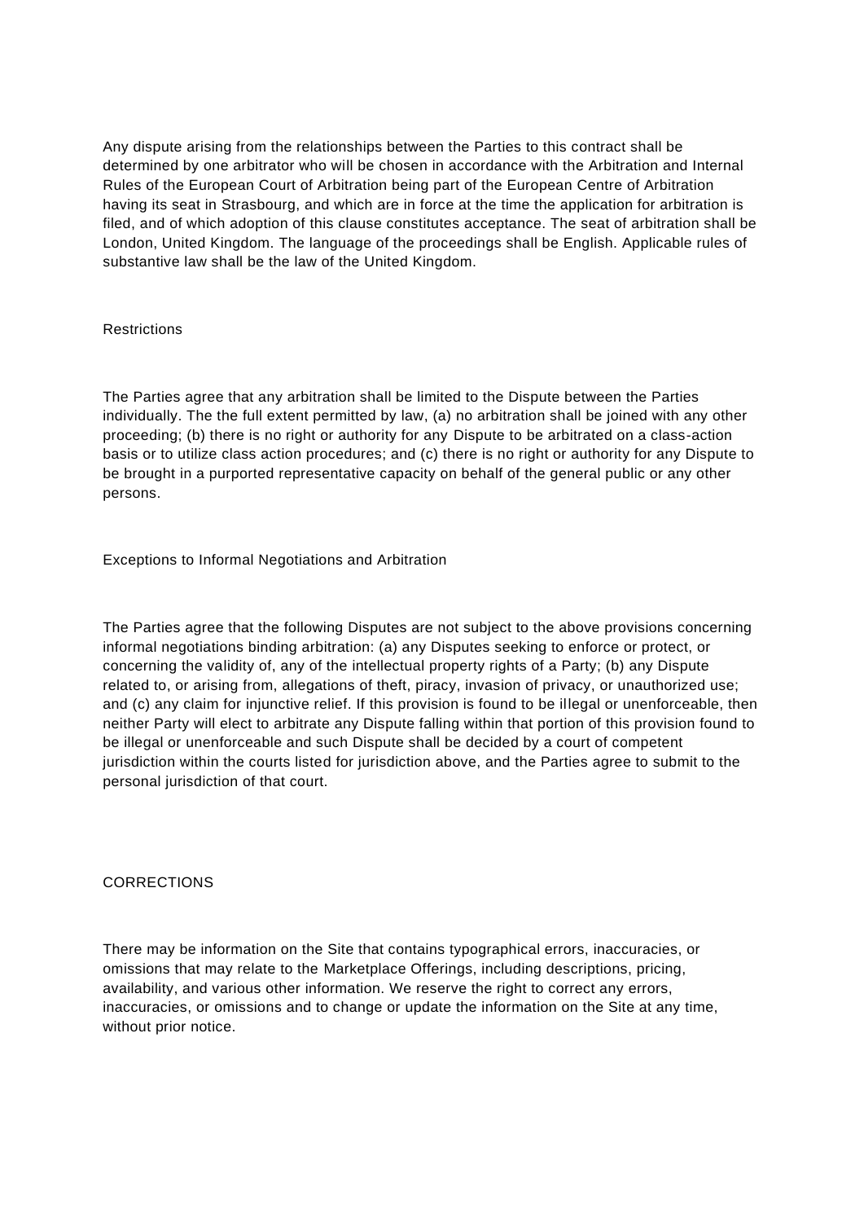Any dispute arising from the relationships between the Parties to this contract shall be determined by one arbitrator who will be chosen in accordance with the Arbitration and Internal Rules of the European Court of Arbitration being part of the European Centre of Arbitration having its seat in Strasbourg, and which are in force at the time the application for arbitration is filed, and of which adoption of this clause constitutes acceptance. The seat of arbitration shall be London, United Kingdom. The language of the proceedings shall be English. Applicable rules of substantive law shall be the law of the United Kingdom.

### Restrictions

The Parties agree that any arbitration shall be limited to the Dispute between the Parties individually. The the full extent permitted by law, (a) no arbitration shall be joined with any other proceeding; (b) there is no right or authority for any Dispute to be arbitrated on a class-action basis or to utilize class action procedures; and (c) there is no right or authority for any Dispute to be brought in a purported representative capacity on behalf of the general public or any other persons.

### Exceptions to Informal Negotiations and Arbitration

The Parties agree that the following Disputes are not subject to the above provisions concerning informal negotiations binding arbitration: (a) any Disputes seeking to enforce or protect, or concerning the validity of, any of the intellectual property rights of a Party; (b) any Dispute related to, or arising from, allegations of theft, piracy, invasion of privacy, or unauthorized use; and (c) any claim for injunctive relief. If this provision is found to be illegal or unenforceable, then neither Party will elect to arbitrate any Dispute falling within that portion of this provision found to be illegal or unenforceable and such Dispute shall be decided by a court of competent jurisdiction within the courts listed for jurisdiction above, and the Parties agree to submit to the personal jurisdiction of that court.

## CORRECTIONS

There may be information on the Site that contains typographical errors, inaccuracies, or omissions that may relate to the Marketplace Offerings, including descriptions, pricing, availability, and various other information. We reserve the right to correct any errors, inaccuracies, or omissions and to change or update the information on the Site at any time, without prior notice.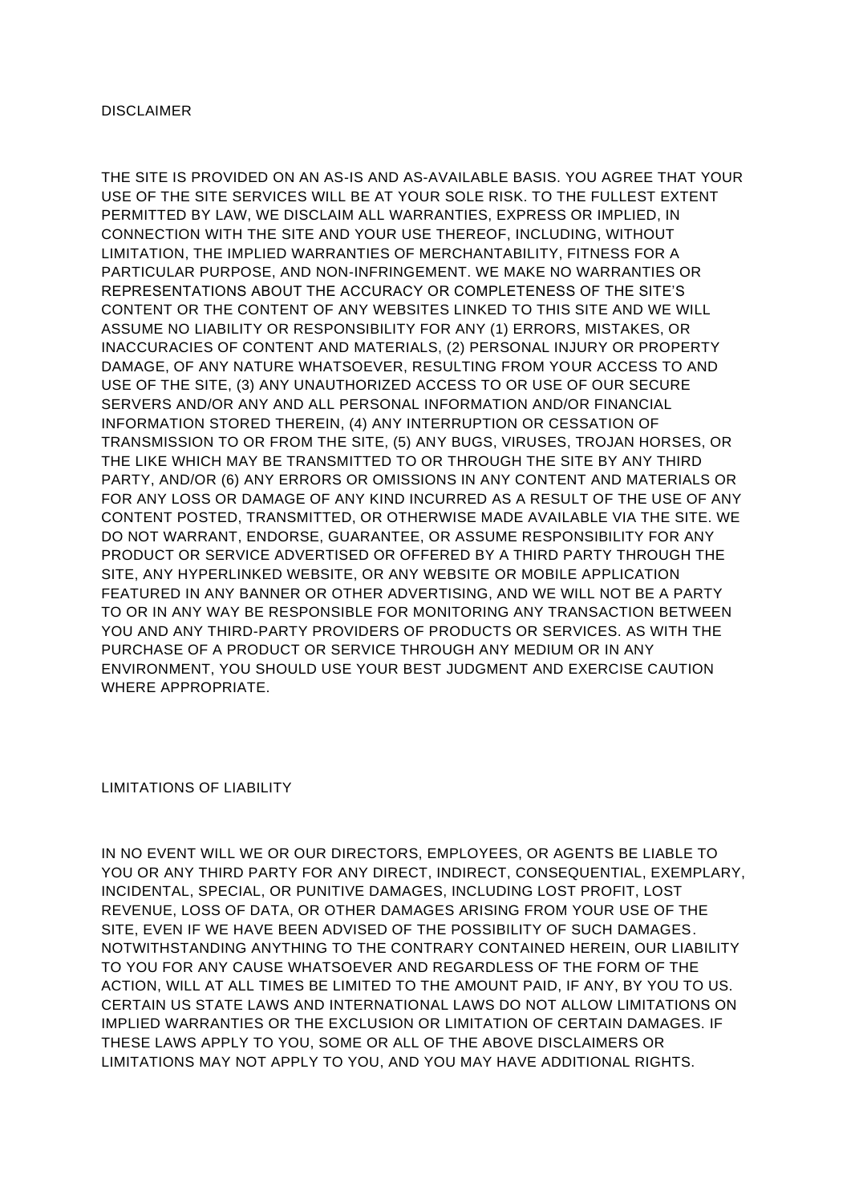## DISCLAIMER

THE SITE IS PROVIDED ON AN AS-IS AND AS-AVAILABLE BASIS. YOU AGREE THAT YOUR USE OF THE SITE SERVICES WILL BE AT YOUR SOLE RISK. TO THE FULLEST EXTENT PERMITTED BY LAW, WE DISCLAIM ALL WARRANTIES, EXPRESS OR IMPLIED, IN CONNECTION WITH THE SITE AND YOUR USE THEREOF, INCLUDING, WITHOUT LIMITATION, THE IMPLIED WARRANTIES OF MERCHANTABILITY, FITNESS FOR A PARTICULAR PURPOSE, AND NON-INFRINGEMENT. WE MAKE NO WARRANTIES OR REPRESENTATIONS ABOUT THE ACCURACY OR COMPLETENESS OF THE SITE'S CONTENT OR THE CONTENT OF ANY WEBSITES LINKED TO THIS SITE AND WE WILL ASSUME NO LIABILITY OR RESPONSIBILITY FOR ANY (1) ERRORS, MISTAKES, OR INACCURACIES OF CONTENT AND MATERIALS, (2) PERSONAL INJURY OR PROPERTY DAMAGE, OF ANY NATURE WHATSOEVER, RESULTING FROM YOUR ACCESS TO AND USE OF THE SITE, (3) ANY UNAUTHORIZED ACCESS TO OR USE OF OUR SECURE SERVERS AND/OR ANY AND ALL PERSONAL INFORMATION AND/OR FINANCIAL INFORMATION STORED THEREIN, (4) ANY INTERRUPTION OR CESSATION OF TRANSMISSION TO OR FROM THE SITE, (5) ANY BUGS, VIRUSES, TROJAN HORSES, OR THE LIKE WHICH MAY BE TRANSMITTED TO OR THROUGH THE SITE BY ANY THIRD PARTY, AND/OR (6) ANY ERRORS OR OMISSIONS IN ANY CONTENT AND MATERIALS OR FOR ANY LOSS OR DAMAGE OF ANY KIND INCURRED AS A RESULT OF THE USE OF ANY CONTENT POSTED, TRANSMITTED, OR OTHERWISE MADE AVAILABLE VIA THE SITE. WE DO NOT WARRANT, ENDORSE, GUARANTEE, OR ASSUME RESPONSIBILITY FOR ANY PRODUCT OR SERVICE ADVERTISED OR OFFERED BY A THIRD PARTY THROUGH THE SITE, ANY HYPERLINKED WEBSITE, OR ANY WEBSITE OR MOBILE APPLICATION FEATURED IN ANY BANNER OR OTHER ADVERTISING, AND WE WILL NOT BE A PARTY TO OR IN ANY WAY BE RESPONSIBLE FOR MONITORING ANY TRANSACTION BETWEEN YOU AND ANY THIRD-PARTY PROVIDERS OF PRODUCTS OR SERVICES. AS WITH THE PURCHASE OF A PRODUCT OR SERVICE THROUGH ANY MEDIUM OR IN ANY ENVIRONMENT, YOU SHOULD USE YOUR BEST JUDGMENT AND EXERCISE CAUTION WHERE APPROPRIATE.

## LIMITATIONS OF LIABILITY

IN NO EVENT WILL WE OR OUR DIRECTORS, EMPLOYEES, OR AGENTS BE LIABLE TO YOU OR ANY THIRD PARTY FOR ANY DIRECT, INDIRECT, CONSEQUENTIAL, EXEMPLARY, INCIDENTAL, SPECIAL, OR PUNITIVE DAMAGES, INCLUDING LOST PROFIT, LOST REVENUE, LOSS OF DATA, OR OTHER DAMAGES ARISING FROM YOUR USE OF THE SITE, EVEN IF WE HAVE BEEN ADVISED OF THE POSSIBILITY OF SUCH DAMAGES. NOTWITHSTANDING ANYTHING TO THE CONTRARY CONTAINED HEREIN, OUR LIABILITY TO YOU FOR ANY CAUSE WHATSOEVER AND REGARDLESS OF THE FORM OF THE ACTION, WILL AT ALL TIMES BE LIMITED TO THE AMOUNT PAID, IF ANY, BY YOU TO US. CERTAIN US STATE LAWS AND INTERNATIONAL LAWS DO NOT ALLOW LIMITATIONS ON IMPLIED WARRANTIES OR THE EXCLUSION OR LIMITATION OF CERTAIN DAMAGES. IF THESE LAWS APPLY TO YOU, SOME OR ALL OF THE ABOVE DISCLAIMERS OR LIMITATIONS MAY NOT APPLY TO YOU, AND YOU MAY HAVE ADDITIONAL RIGHTS.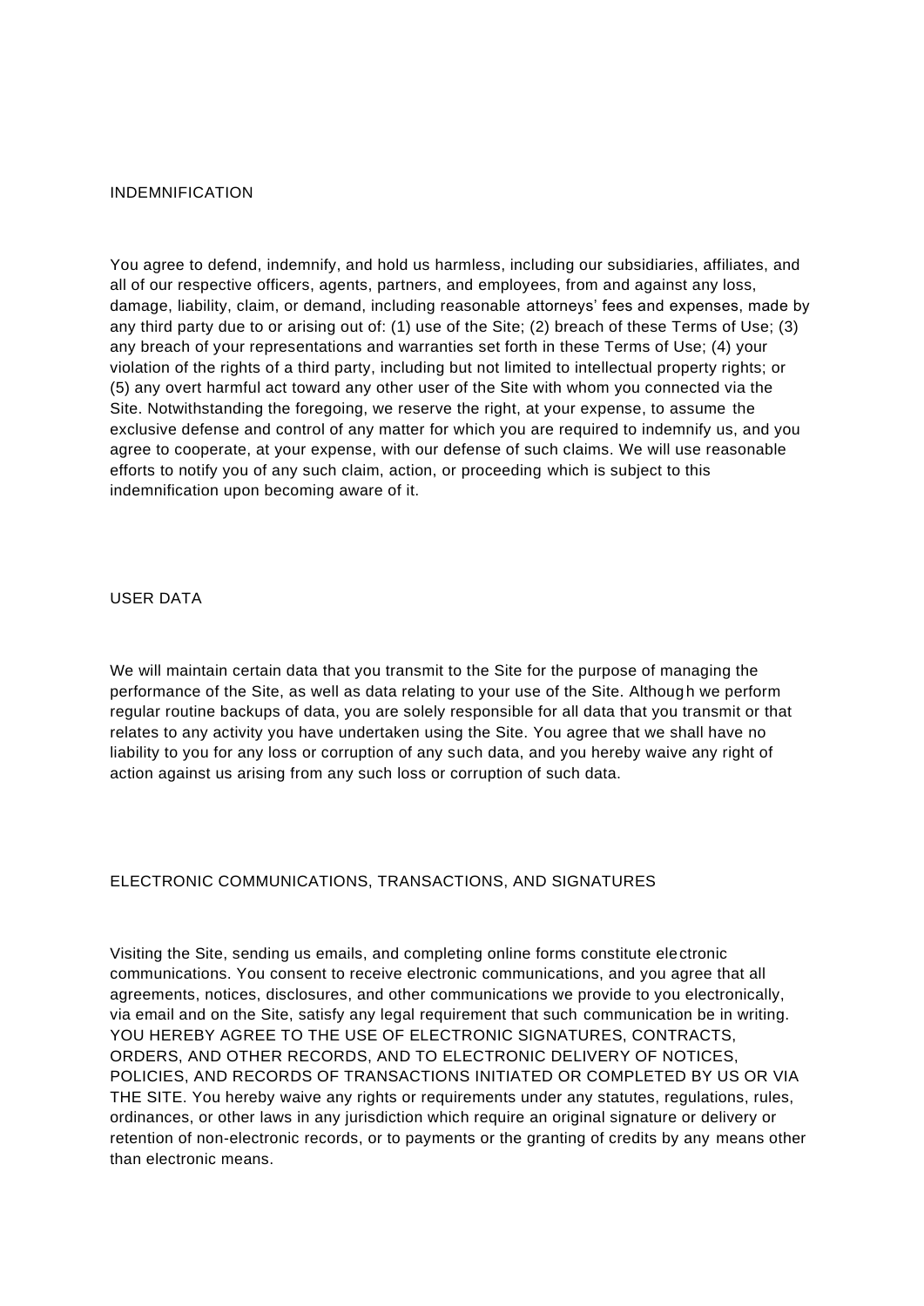## INDEMNIFICATION

You agree to defend, indemnify, and hold us harmless, including our subsidiaries, affiliates, and all of our respective officers, agents, partners, and employees, from and against any loss, damage, liability, claim, or demand, including reasonable attorneys' fees and expenses, made by any third party due to or arising out of: (1) use of the Site; (2) breach of these Terms of Use; (3) any breach of your representations and warranties set forth in these Terms of Use; (4) your violation of the rights of a third party, including but not limited to intellectual property rights; or (5) any overt harmful act toward any other user of the Site with whom you connected via the Site. Notwithstanding the foregoing, we reserve the right, at your expense, to assume the exclusive defense and control of any matter for which you are required to indemnify us, and you agree to cooperate, at your expense, with our defense of such claims. We will use reasonable efforts to notify you of any such claim, action, or proceeding which is subject to this indemnification upon becoming aware of it.

## USER DATA

We will maintain certain data that you transmit to the Site for the purpose of managing the performance of the Site, as well as data relating to your use of the Site. Although we perform regular routine backups of data, you are solely responsible for all data that you transmit or that relates to any activity you have undertaken using the Site. You agree that we shall have no liability to you for any loss or corruption of any such data, and you hereby waive any right of action against us arising from any such loss or corruption of such data.

## ELECTRONIC COMMUNICATIONS, TRANSACTIONS, AND SIGNATURES

Visiting the Site, sending us emails, and completing online forms constitute electronic communications. You consent to receive electronic communications, and you agree that all agreements, notices, disclosures, and other communications we provide to you electronically, via email and on the Site, satisfy any legal requirement that such communication be in writing. YOU HEREBY AGREE TO THE USE OF ELECTRONIC SIGNATURES, CONTRACTS, ORDERS, AND OTHER RECORDS, AND TO ELECTRONIC DELIVERY OF NOTICES, POLICIES, AND RECORDS OF TRANSACTIONS INITIATED OR COMPLETED BY US OR VIA THE SITE. You hereby waive any rights or requirements under any statutes, regulations, rules, ordinances, or other laws in any jurisdiction which require an original signature or delivery or retention of non-electronic records, or to payments or the granting of credits by any means other than electronic means.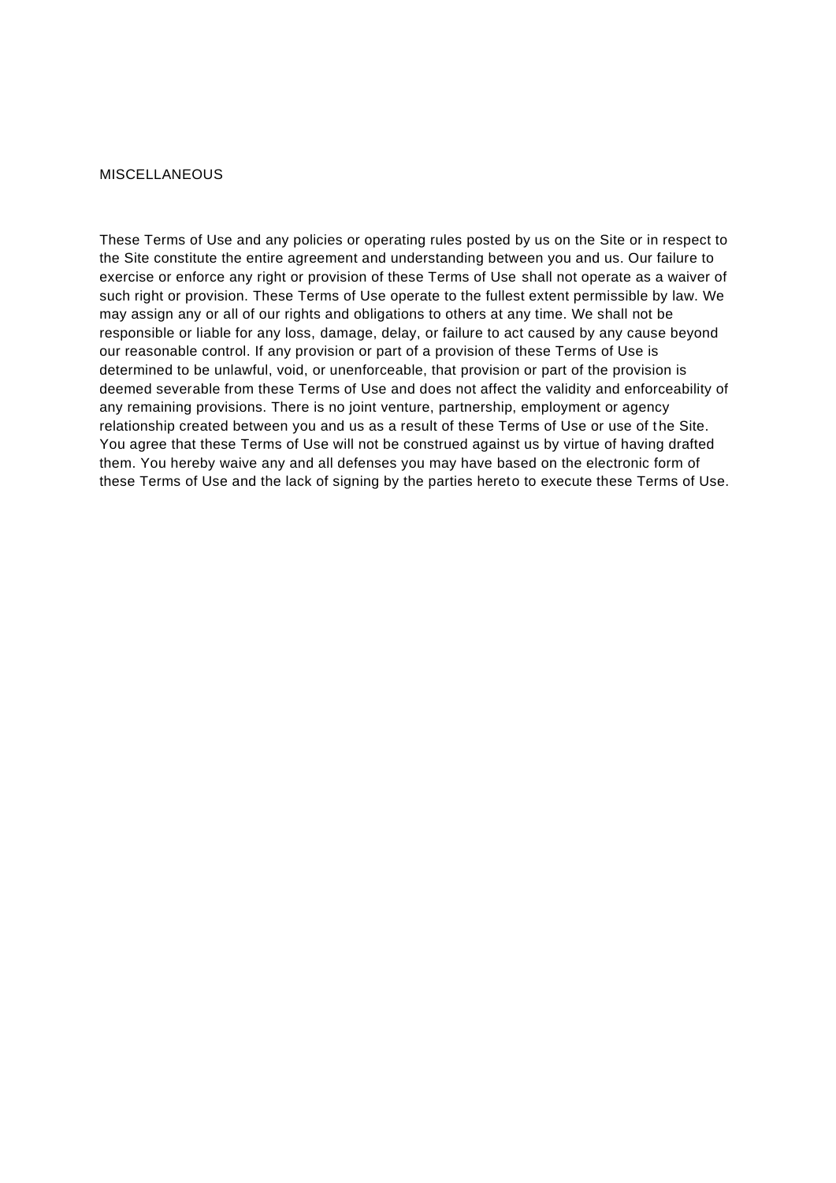## MISCELLANEOUS

These Terms of Use and any policies or operating rules posted by us on the Site or in respect to the Site constitute the entire agreement and understanding between you and us. Our failure to exercise or enforce any right or provision of these Terms of Use shall not operate as a waiver of such right or provision. These Terms of Use operate to the fullest extent permissible by law. We may assign any or all of our rights and obligations to others at any time. We shall not be responsible or liable for any loss, damage, delay, or failure to act caused by any cause beyond our reasonable control. If any provision or part of a provision of these Terms of Use is determined to be unlawful, void, or unenforceable, that provision or part of the provision is deemed severable from these Terms of Use and does not affect the validity and enforceability of any remaining provisions. There is no joint venture, partnership, employment or agency relationship created between you and us as a result of these Terms of Use or use of the Site. You agree that these Terms of Use will not be construed against us by virtue of having drafted them. You hereby waive any and all defenses you may have based on the electronic form of these Terms of Use and the lack of signing by the parties hereto to execute these Terms of Use.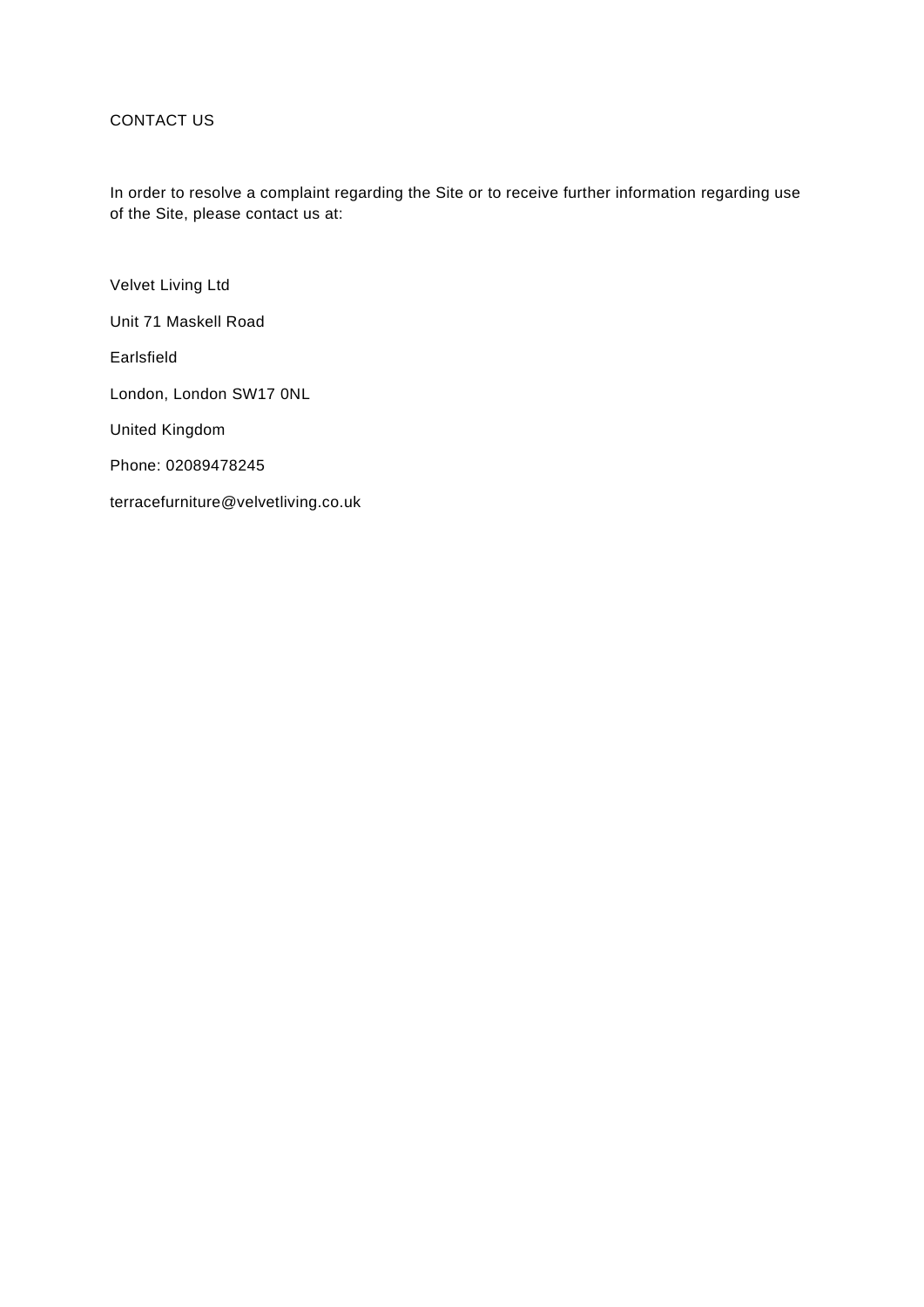## CONTACT US

In order to resolve a complaint regarding the Site or to receive further information regarding use of the Site, please contact us at:

Velvet Living Ltd

Unit 71 Maskell Road

Earlsfield

London, London SW17 0NL

United Kingdom

Phone: 02089478245

terracefurniture@velvetliving.co.uk